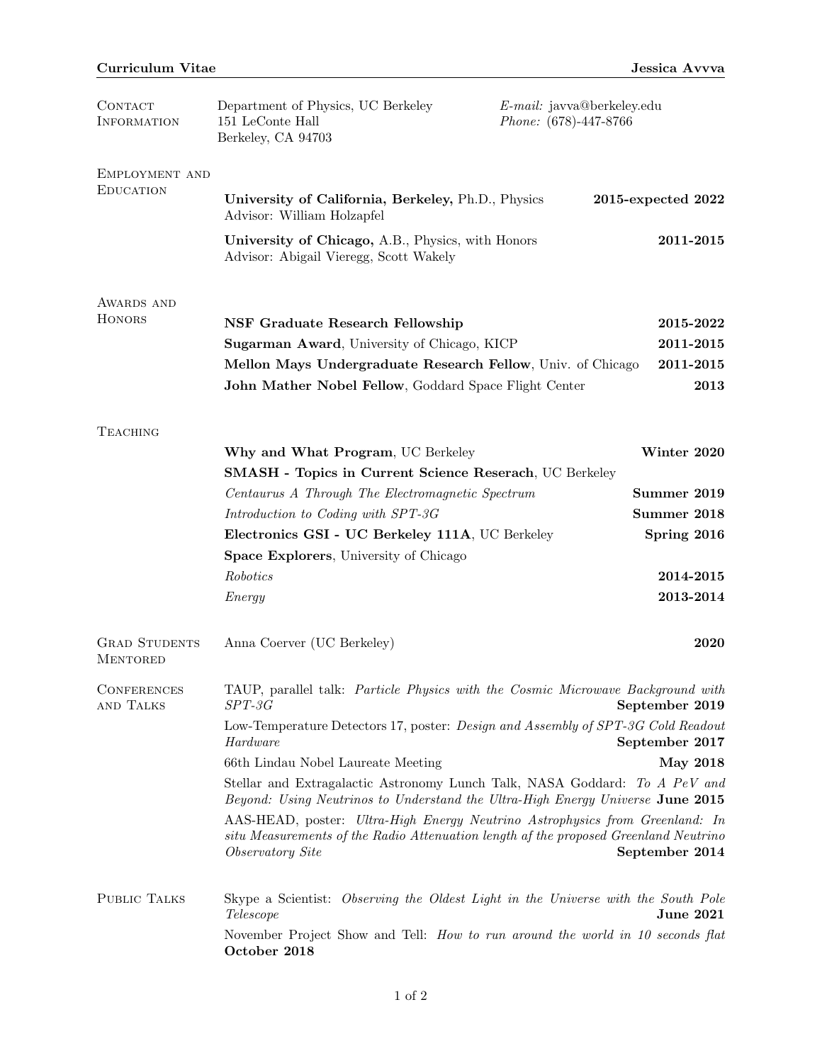**Curriculum Vitae** — **Jessica Avvva**

## Contact Information

Department of Physics, UC Berkeley
151 LeConte Hall
Berkeley, CA 94703

*E-mail:* javva@berkeley.edu
*Phone:* (678)-447-8766

## Employment and Education

**University of California, Berkeley,** Ph.D., Physics — **2015-expected 2022**
Advisor: William Holzapfel

**University of Chicago,** A.B., Physics, with Honors — **2011-2015**
Advisor: Abigail Vieregg, Scott Wakely

## Awards and Honors

**NSF Graduate Research Fellowship** — **2015-2022**

**Sugarman Award**, University of Chicago, KICP — **2011-2015**

**Mellon Mays Undergraduate Research Fellow**, Univ. of Chicago — **2011-2015**

**John Mather Nobel Fellow**, Goddard Space Flight Center — **2013**

## Teaching

**Why and What Program**, UC Berkeley — **Winter 2020**

**SMASH - Topics in Current Science Reserach**, UC Berkeley

- *Centaurus A Through The Electromagnetic Spectrum* — **Summer 2019**
- *Introduction to Coding with SPT-3G* — **Summer 2018**

**Electronics GSI - UC Berkeley 111A**, UC Berkeley — **Spring 2016**

**Space Explorers**, University of Chicago

- *Robotics* — **2014-2015**
- *Energy* — **2013-2014**

## Grad Students Mentored

Anna Coerver (UC Berkeley) — **2020**

## Conferences and Talks

TAUP, parallel talk: *Particle Physics with the Cosmic Microwave Background with SPT-3G* — **September 2019**

Low-Temperature Detectors 17, poster: *Design and Assembly of SPT-3G Cold Readout Hardware* — **September 2017**

66th Lindau Nobel Laureate Meeting — **May 2018**

Stellar and Extragalactic Astronomy Lunch Talk, NASA Goddard: *To A PeV and Beyond: Using Neutrinos to Understand the Ultra-High Energy Universe* **June 2015**

AAS-HEAD, poster: *Ultra-High Energy Neutrino Astrophysics from Greenland: In situ Measurements of the Radio Attenuation length of the proposed Greenland Neutrino Observatory Site* — **September 2014**

## Public Talks

Skype a Scientist: *Observing the Oldest Light in the Universe with the South Pole Telescope* — **June 2021**

November Project Show and Tell: *How to run around the world in 10 seconds flat* **October 2018**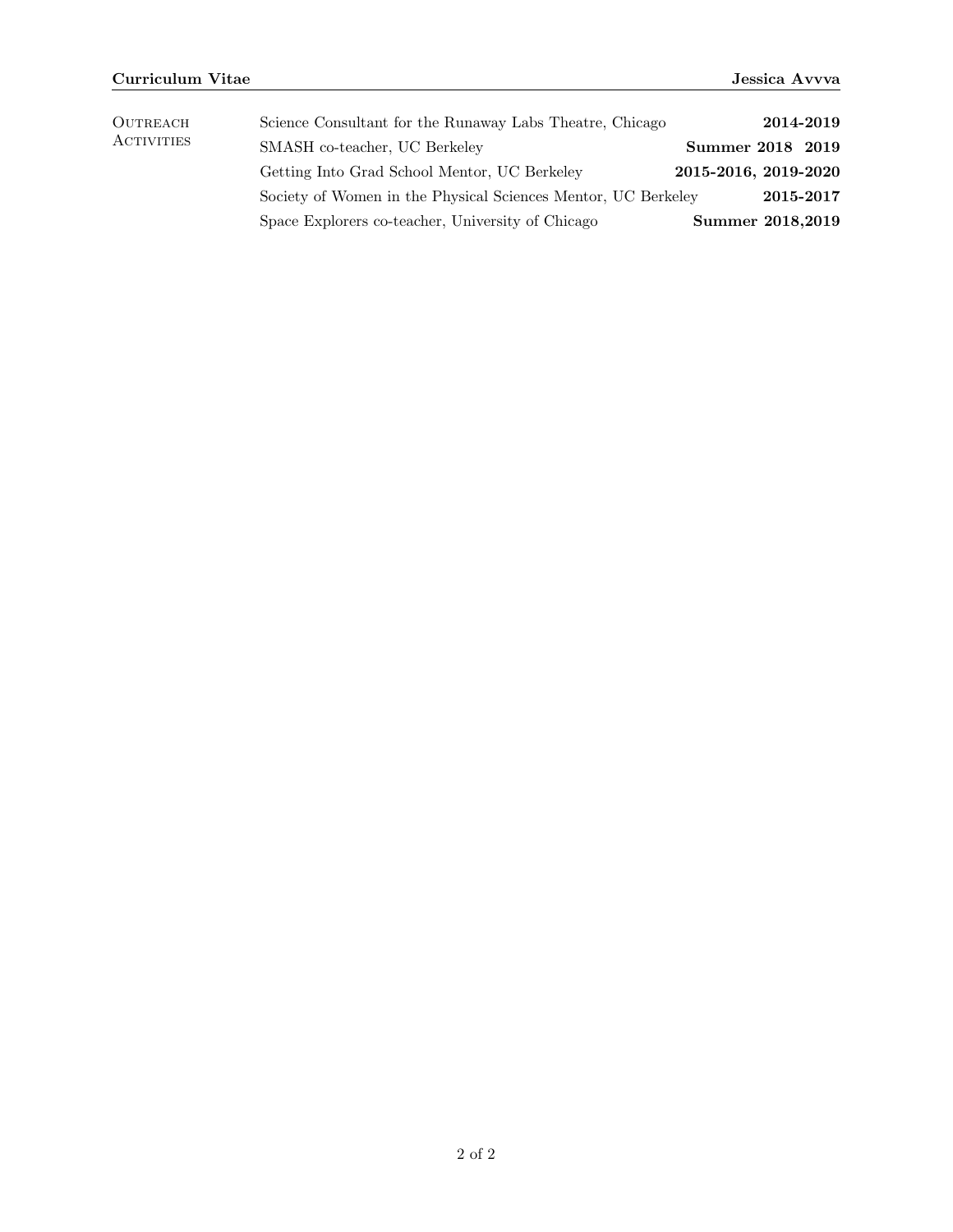## Outreach Activities

| | |
|---|---|
| Science Consultant for the Runaway Labs Theatre, Chicago | **2014-2019** |
| SMASH co-teacher, UC Berkeley | **Summer 2018 2019** |
| Getting Into Grad School Mentor, UC Berkeley | **2015-2016, 2019-2020** |
| Society of Women in the Physical Sciences Mentor, UC Berkeley | **2015-2017** |
| Space Explorers co-teacher, University of Chicago | **Summer 2018,2019** |